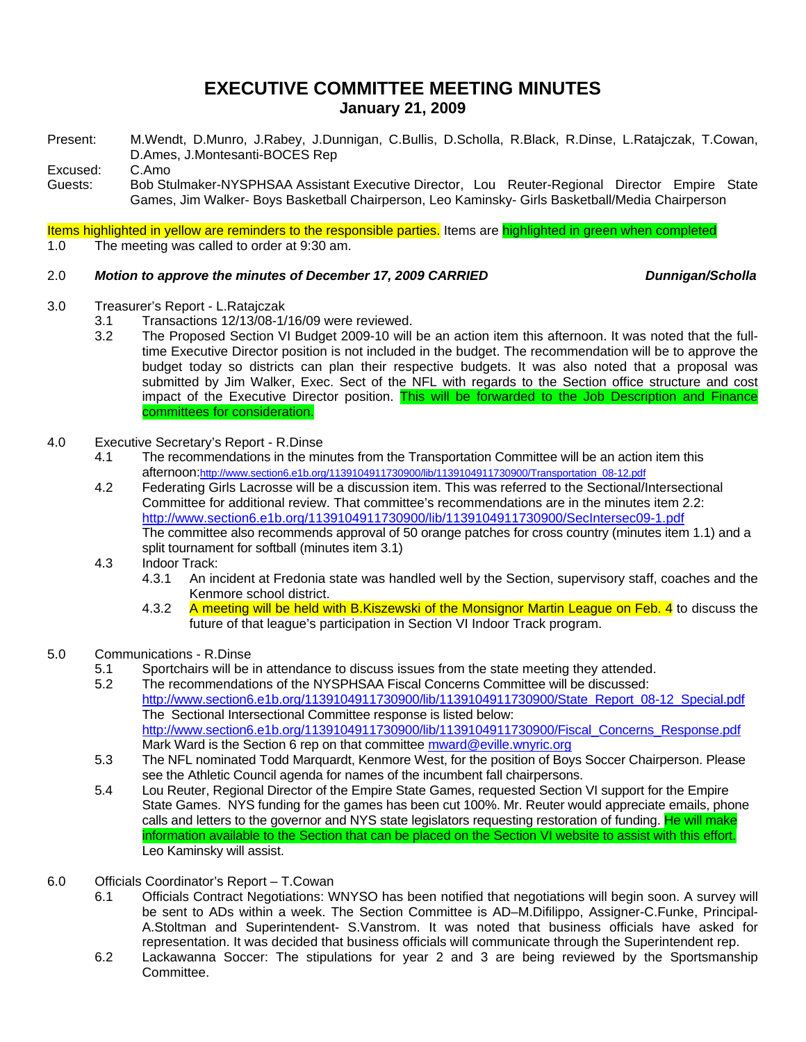# EXECUTIVE COMMITTEE MEETING MINUTES

## January 21, 2009

Present: M.Wendt, D.Munro, J.Rabey, J.Dunnigan, C.Bullis, D.Scholla, R.Black, R.Dinse, L.Ratajczak, T.Cowan, D.Ames, J.Montesanti-BOCES Rep

Excused: C.Amo

Guests: Bob Stulmaker-NYSPHSAA Assistant Executive Director, Lou Reuter-Regional Director Empire State Games, Jim Walker- Boys Basketball Chairperson, Leo Kaminsky- Girls Basketball/Media Chairperson

Items highlighted in yellow are reminders to the responsible parties. Items are highlighted in green when completed

1.0 The meeting was called to order at 9:30 am.

2.0 ***Motion to approve the minutes of December 17, 2009 CARRIED*** ***Dunnigan/Scholla***

3.0 Treasurer's Report - L.Ratajczak

- 3.1 Transactions 12/13/08-1/16/09 were reviewed.
- 3.2 The Proposed Section VI Budget 2009-10 will be an action item this afternoon. It was noted that the full-time Executive Director position is not included in the budget. The recommendation will be to approve the budget today so districts can plan their respective budgets. It was also noted that a proposal was submitted by Jim Walker, Exec. Sect of the NFL with regards to the Section office structure and cost impact of the Executive Director position. This will be forwarded to the Job Description and Finance committees for consideration.

4.0 Executive Secretary's Report - R.Dinse

- 4.1 The recommendations in the minutes from the Transportation Committee will be an action item this afternoon: http://www.section6.e1b.org/1139104911730900/lib/1139104911730900/Transportation_08-12.pdf
- 4.2 Federating Girls Lacrosse will be a discussion item. This was referred to the Sectional/Intersectional Committee for additional review. That committee's recommendations are in the minutes item 2.2: http://www.section6.e1b.org/1139104911730900/lib/1139104911730900/SecIntersec09-1.pdf
  The committee also recommends approval of 50 orange patches for cross country (minutes item 1.1) and a split tournament for softball (minutes item 3.1)
- 4.3 Indoor Track:
  - 4.3.1 An incident at Fredonia state was handled well by the Section, supervisory staff, coaches and the Kenmore school district.
  - 4.3.2 A meeting will be held with B.Kiszewski of the Monsignor Martin League on Feb. 4 to discuss the future of that league's participation in Section VI Indoor Track program.

5.0 Communications - R.Dinse

- 5.1 Sportchairs will be in attendance to discuss issues from the state meeting they attended.
- 5.2 The recommendations of the NYSPHSAA Fiscal Concerns Committee will be discussed: http://www.section6.e1b.org/1139104911730900/lib/1139104911730900/State_Report_08-12_Special.pdf
  The Sectional Intersectional Committee response is listed below: http://www.section6.e1b.org/1139104911730900/lib/1139104911730900/Fiscal_Concerns_Response.pdf
  Mark Ward is the Section 6 rep on that committee mward@eville.wnyric.org
- 5.3 The NFL nominated Todd Marquardt, Kenmore West, for the position of Boys Soccer Chairperson. Please see the Athletic Council agenda for names of the incumbent fall chairpersons.
- 5.4 Lou Reuter, Regional Director of the Empire State Games, requested Section VI support for the Empire State Games. NYS funding for the games has been cut 100%. Mr. Reuter would appreciate emails, phone calls and letters to the governor and NYS state legislators requesting restoration of funding. He will make information available to the Section that can be placed on the Section VI website to assist with this effort. Leo Kaminsky will assist.

6.0 Officials Coordinator's Report – T.Cowan

- 6.1 Officials Contract Negotiations: WNYSO has been notified that negotiations will begin soon. A survey will be sent to ADs within a week. The Section Committee is AD–M.Difilippo, Assigner-C.Funke, Principal-A.Stoltman and Superintendent- S.Vanstrom. It was noted that business officials have asked for representation. It was decided that business officials will communicate through the Superintendent rep.
- 6.2 Lackawanna Soccer: The stipulations for year 2 and 3 are being reviewed by the Sportsmanship Committee.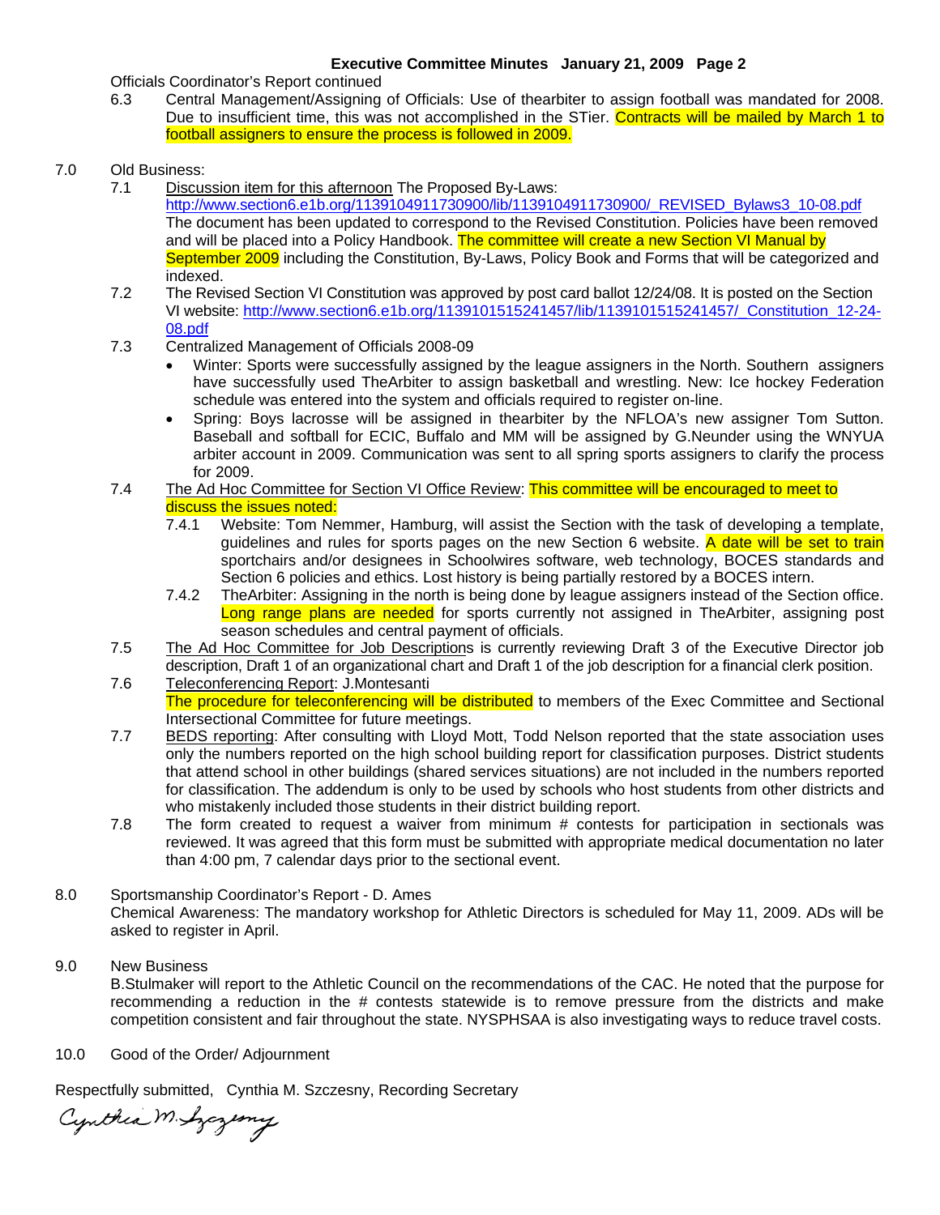Officials Coordinator's Report continued

6.3 Central Management/Assigning of Officials: Use of thearbiter to assign football was mandated for 2008. Due to insufficient time, this was not accomplished in the STier. Contracts will be mailed by March 1 to football assigners to ensure the process is followed in 2009.

7.0 Old Business:

7.1 Discussion item for this afternoon The Proposed By-Laws: http://www.section6.e1b.org/1139104911730900/lib/1139104911730900/_REVISED_Bylaws3_10-08.pdf The document has been updated to correspond to the Revised Constitution. Policies have been removed and will be placed into a Policy Handbook. The committee will create a new Section VI Manual by September 2009 including the Constitution, By-Laws, Policy Book and Forms that will be categorized and indexed.

7.2 The Revised Section VI Constitution was approved by post card ballot 12/24/08. It is posted on the Section VI website: http://www.section6.e1b.org/1139101515241457/lib/1139101515241457/_Constitution_12-24-08.pdf

7.3 Centralized Management of Officials 2008-09

- Winter: Sports were successfully assigned by the league assigners in the North. Southern assigners have successfully used TheArbiter to assign basketball and wrestling. New: Ice hockey Federation schedule was entered into the system and officials required to register on-line.
- Spring: Boys lacrosse will be assigned in thearbiter by the NFLOA's new assigner Tom Sutton. Baseball and softball for ECIC, Buffalo and MM will be assigned by G.Neunder using the WNYUA arbiter account in 2009. Communication was sent to all spring sports assigners to clarify the process for 2009.

7.4 The Ad Hoc Committee for Section VI Office Review: This committee will be encouraged to meet to discuss the issues noted:

7.4.1 Website: Tom Nemmer, Hamburg, will assist the Section with the task of developing a template, guidelines and rules for sports pages on the new Section 6 website. A date will be set to train sportchairs and/or designees in Schoolwires software, web technology, BOCES standards and Section 6 policies and ethics. Lost history is being partially restored by a BOCES intern.

7.4.2 TheArbiter: Assigning in the north is being done by league assigners instead of the Section office. Long range plans are needed for sports currently not assigned in TheArbiter, assigning post season schedules and central payment of officials.

7.5 The Ad Hoc Committee for Job Descriptions is currently reviewing Draft 3 of the Executive Director job description, Draft 1 of an organizational chart and Draft 1 of the job description for a financial clerk position.

7.6 Teleconferencing Report: J.Montesanti
The procedure for teleconferencing will be distributed to members of the Exec Committee and Sectional Intersectional Committee for future meetings.

7.7 BEDS reporting: After consulting with Lloyd Mott, Todd Nelson reported that the state association uses only the numbers reported on the high school building report for classification purposes. District students that attend school in other buildings (shared services situations) are not included in the numbers reported for classification. The addendum is only to be used by schools who host students from other districts and who mistakenly included those students in their district building report.

7.8 The form created to request a waiver from minimum # contests for participation in sectionals was reviewed. It was agreed that this form must be submitted with appropriate medical documentation no later than 4:00 pm, 7 calendar days prior to the sectional event.

8.0 Sportsmanship Coordinator's Report - D. Ames
Chemical Awareness: The mandatory workshop for Athletic Directors is scheduled for May 11, 2009. ADs will be asked to register in April.

9.0 New Business
B.Stulmaker will report to the Athletic Council on the recommendations of the CAC. He noted that the purpose for recommending a reduction in the # contests statewide is to remove pressure from the districts and make competition consistent and fair throughout the state. NYSPHSAA is also investigating ways to reduce travel costs.

10.0 Good of the Order/ Adjournment

Respectfully submitted, Cynthia M. Szczesny, Recording Secretary

Cynthia M. Szczesny